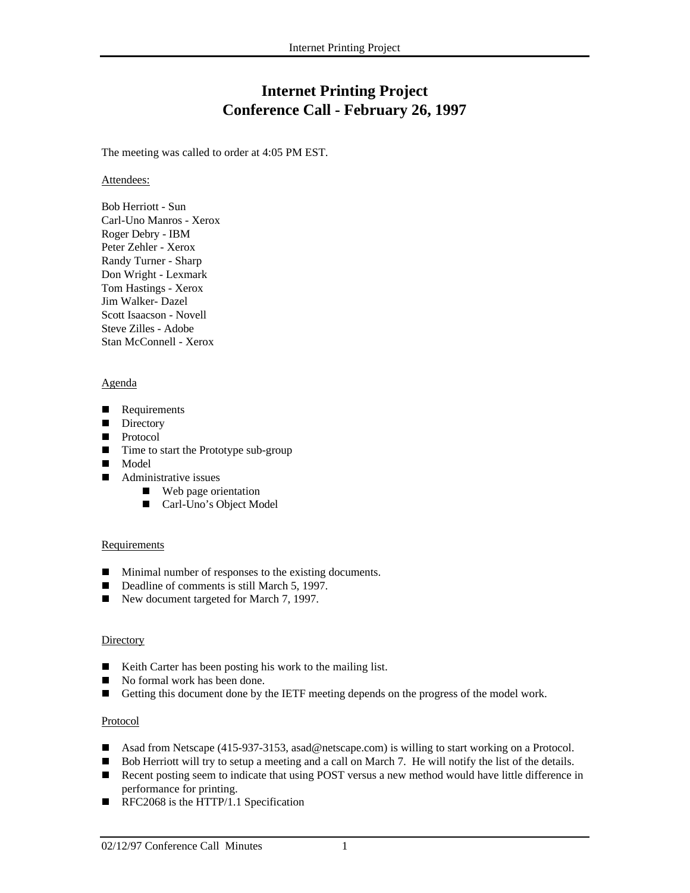# Internet Printing Project
# Conference Call - February 26, 1997

The meeting was called to order at 4:05 PM EST.

Attendees:

Bob Herriott - Sun
Carl-Uno Manros - Xerox
Roger Debry - IBM
Peter Zehler - Xerox
Randy Turner - Sharp
Don Wright - Lexmark
Tom Hastings - Xerox
Jim Walker- Dazel
Scott Isaacson - Novell
Steve Zilles - Adobe
Stan McConnell - Xerox

Agenda

- Requirements
- Directory
- Protocol
- Time to start the Prototype sub-group
- Model
- Administrative issues
    - Web page orientation
    - Carl-Uno's Object Model

Requirements

- Minimal number of responses to the existing documents.
- Deadline of comments is still March 5, 1997.
- New document targeted for March 7, 1997.

Directory

- Keith Carter has been posting his work to the mailing list.
- No formal work has been done.
- Getting this document done by the IETF meeting depends on the progress of the model work.

Protocol

- Asad from Netscape (415-937-3153, asad@netscape.com) is willing to start working on a Protocol.
- Bob Herriott will try to setup a meeting and a call on March 7. He will notify the list of the details.
- Recent posting seem to indicate that using POST versus a new method would have little difference in performance for printing.
- RFC2068 is the HTTP/1.1 Specification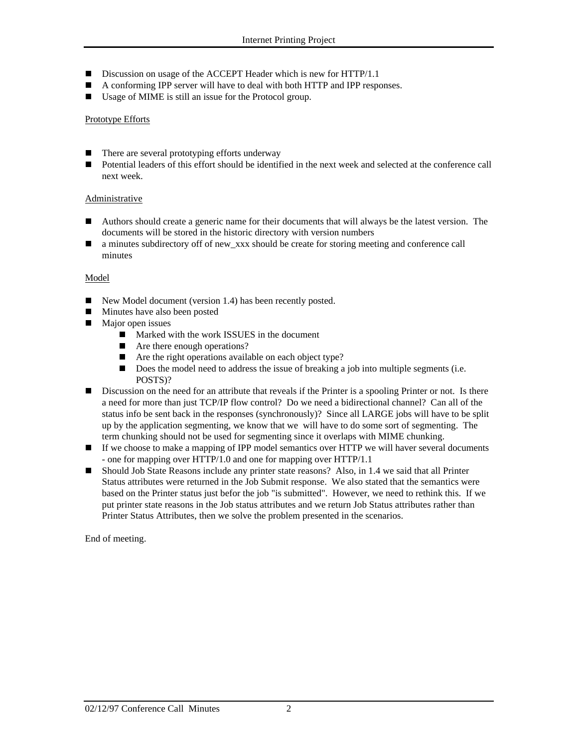- Discussion on usage of the ACCEPT Header which is new for HTTP/1.1
- A conforming IPP server will have to deal with both HTTP and IPP responses.
- Usage of MIME is still an issue for the Protocol group.

Prototype Efforts

- There are several prototyping efforts underway
- Potential leaders of this effort should be identified in the next week and selected at the conference call next week.

Administrative

- Authors should create a generic name for their documents that will always be the latest version. The documents will be stored in the historic directory with version numbers
- a minutes subdirectory off of new_xxx should be create for storing meeting and conference call minutes

Model

- New Model document (version 1.4) has been recently posted.
- Minutes have also been posted
- Major open issues
    - Marked with the work ISSUES in the document
    - Are there enough operations?
    - Are the right operations available on each object type?
    - Does the model need to address the issue of breaking a job into multiple segments (i.e. POSTS)?
- Discussion on the need for an attribute that reveals if the Printer is a spooling Printer or not. Is there a need for more than just TCP/IP flow control? Do we need a bidirectional channel? Can all of the status info be sent back in the responses (synchronously)? Since all LARGE jobs will have to be split up by the application segmenting, we know that we will have to do some sort of segmenting. The term chunking should not be used for segmenting since it overlaps with MIME chunking.
- If we choose to make a mapping of IPP model semantics over HTTP we will haver several documents - one for mapping over HTTP/1.0 and one for mapping over HTTP/1.1
- Should Job State Reasons include any printer state reasons? Also, in 1.4 we said that all Printer Status attributes were returned in the Job Submit response. We also stated that the semantics were based on the Printer status just befor the job "is submitted". However, we need to rethink this. If we put printer state reasons in the Job status attributes and we return Job Status attributes rather than Printer Status Attributes, then we solve the problem presented in the scenarios.

End of meeting.